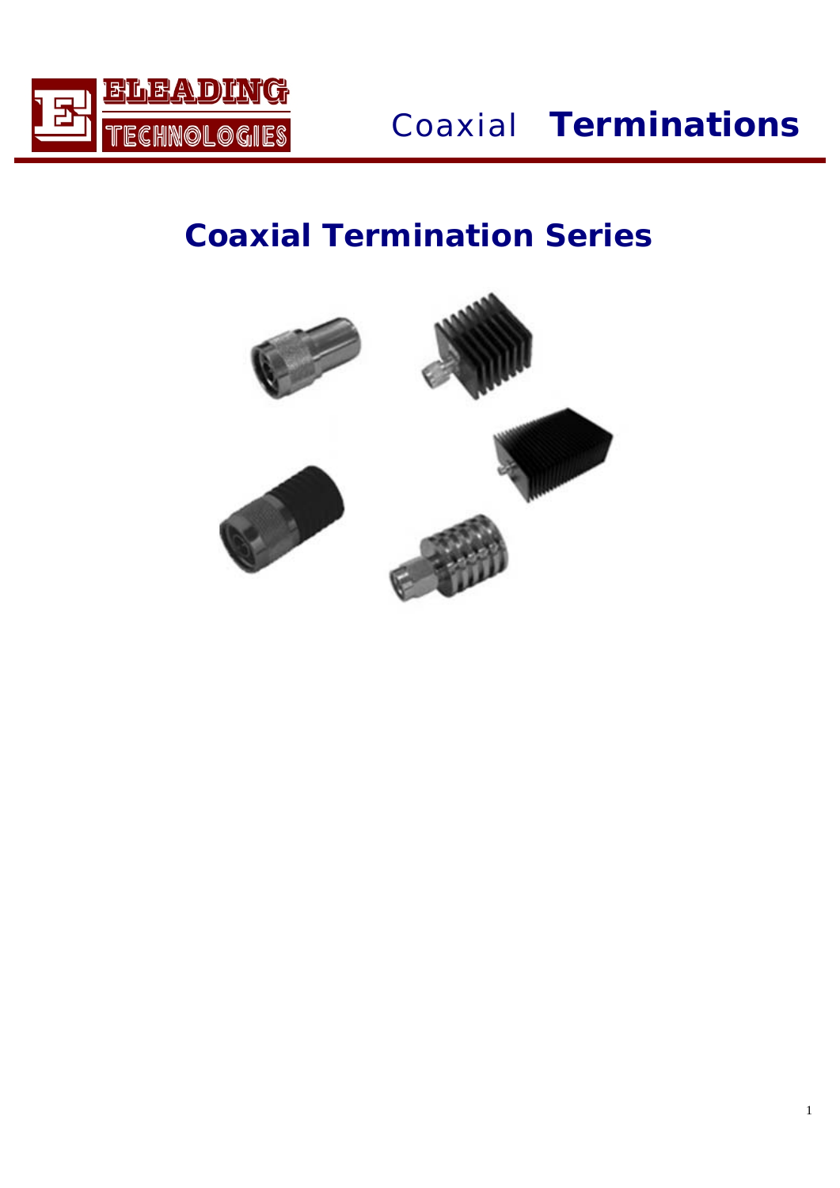ELEADING TECHNOLOGIES

Coaxial **Terminations**

# Coaxial Termination Series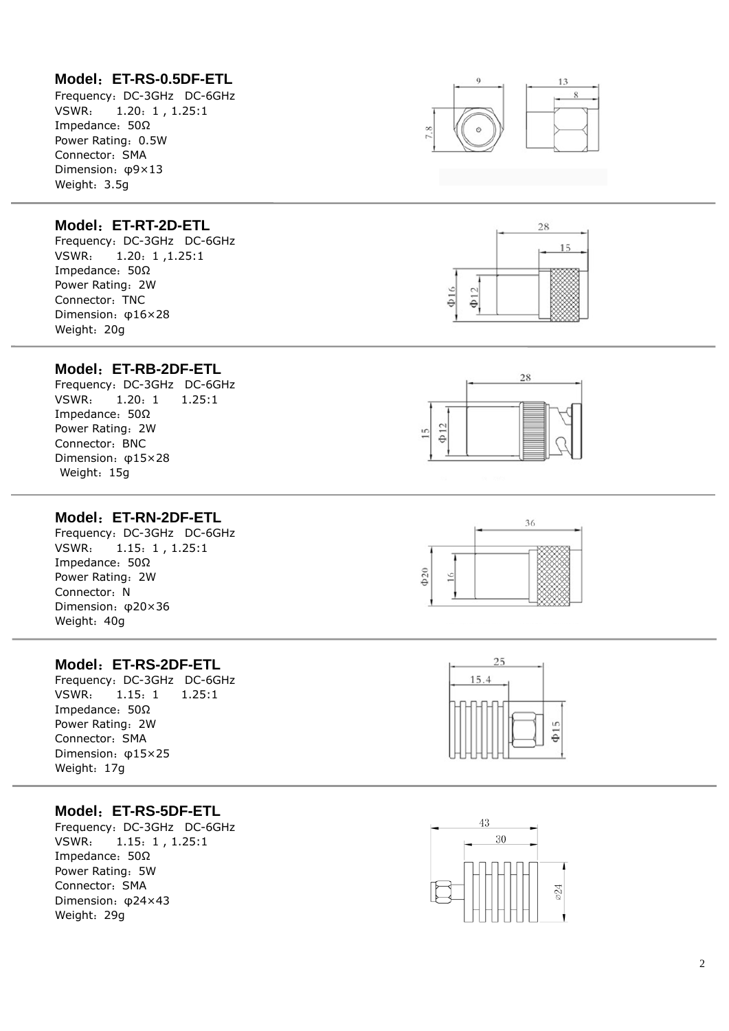## Model：ET-RS-0.5DF-ETL

Frequency：DC-3GHz DC-6GHz
VSWR： 1.20：1 , 1.25:1
Impedance：50Ω
Power Rating：0.5W
Connector：SMA
Dimension：φ9×13
Weight：3.5g

## Model：ET-RT-2D-ETL

Frequency：DC-3GHz DC-6GHz
VSWR： 1.20：1 ,1.25:1
Impedance：50Ω
Power Rating：2W
Connector：TNC
Dimension：φ16×28
Weight：20g

## Model：ET-RB-2DF-ETL

Frequency：DC-3GHz DC-6GHz
VSWR： 1.20：1 1.25:1
Impedance：50Ω
Power Rating：2W
Connector：BNC
Dimension：φ15×28
Weight：15g

## Model：ET-RN-2DF-ETL

Frequency：DC-3GHz DC-6GHz
VSWR： 1.15：1 , 1.25:1
Impedance：50Ω
Power Rating：2W
Connector：N
Dimension：φ20×36
Weight：40g

## Model：ET-RS-2DF-ETL

Frequency：DC-3GHz DC-6GHz
VSWR： 1.15：1 1.25:1
Impedance：50Ω
Power Rating：2W
Connector：SMA
Dimension：φ15×25
Weight：17g

## Model：ET-RS-5DF-ETL

Frequency：DC-3GHz DC-6GHz
VSWR： 1.15：1 , 1.25:1
Impedance：50Ω
Power Rating：5W
Connector：SMA
Dimension：φ24×43
Weight：29g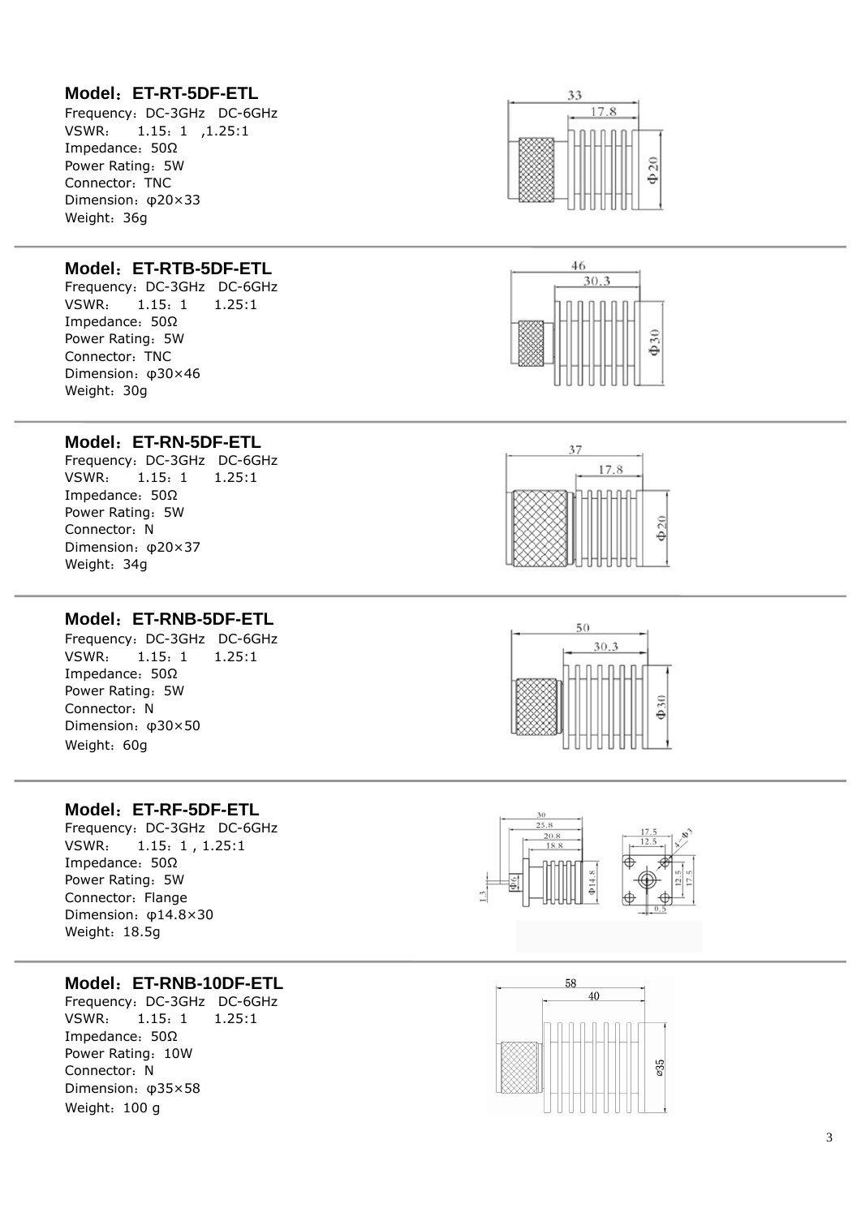**Model：ET-RT-5DF-ETL**

Frequency：DC-3GHz　DC-6GHz
VSWR：　1.15：1　,1.25:1
Impedance：50Ω
Power Rating：5W
Connector：TNC
Dimension：φ20×33
Weight：36g

---

**Model：ET-RTB-5DF-ETL**

Frequency：DC-3GHz　DC-6GHz
VSWR：　1.15：1　1.25:1
Impedance：50Ω
Power Rating：5W
Connector：TNC
Dimension：φ30×46
Weight：30g

---

**Model：ET-RN-5DF-ETL**

Frequency：DC-3GHz　DC-6GHz
VSWR：　1.15：1　1.25:1
Impedance：50Ω
Power Rating：5W
Connector：N
Dimension：φ20×37
Weight：34g

---

**Model：ET-RNB-5DF-ETL**

Frequency：DC-3GHz　DC-6GHz
VSWR：　1.15：1　1.25:1
Impedance：50Ω
Power Rating：5W
Connector：N
Dimension：φ30×50
Weight：60g

---

**Model：ET-RF-5DF-ETL**

Frequency：DC-3GHz　DC-6GHz
VSWR：　1.15：1 , 1.25:1
Impedance：50Ω
Power Rating：5W
Connector：Flange
Dimension：φ14.8×30
Weight：18.5g

---

**Model：ET-RNB-10DF-ETL**

Frequency：DC-3GHz　DC-6GHz
VSWR：　1.15：1　1.25:1
Impedance：50Ω
Power Rating：10W
Connector：N
Dimension：φ35×58
Weight：100 g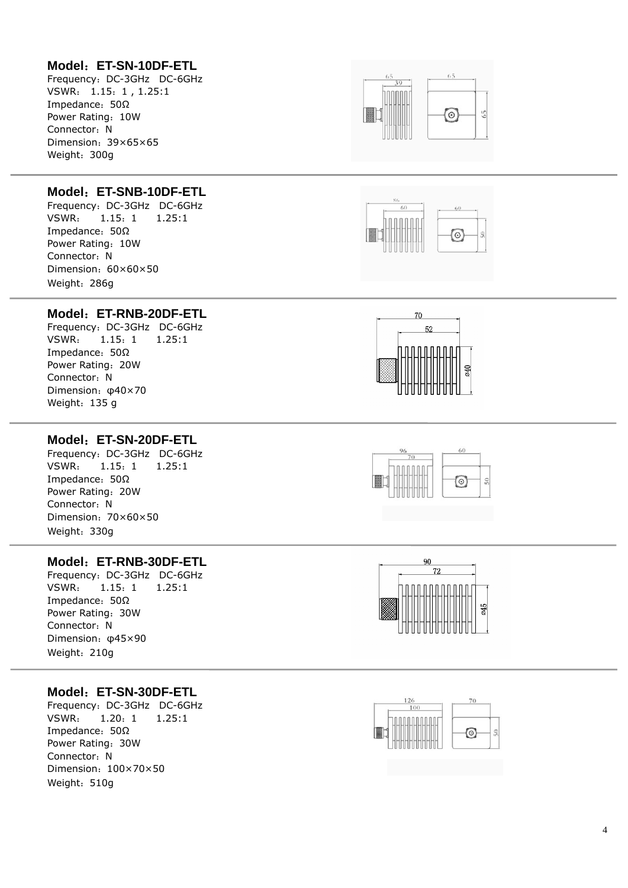**Model：ET-SN-10DF-ETL**

Frequency：DC-3GHz DC-6GHz
VSWR： 1.15：1 , 1.25:1
Impedance：50Ω
Power Rating：10W
Connector：N
Dimension：39×65×65
Weight：300g

---

**Model：ET-SNB-10DF-ETL**

Frequency：DC-3GHz DC-6GHz
VSWR： 1.15：1 1.25:1
Impedance：50Ω
Power Rating：10W
Connector：N
Dimension：60×60×50
Weight：286g

---

**Model：ET-RNB-20DF-ETL**

Frequency：DC-3GHz DC-6GHz
VSWR： 1.15：1 1.25:1
Impedance：50Ω
Power Rating：20W
Connector：N
Dimension：φ40×70
Weight：135 g

---

**Model：ET-SN-20DF-ETL**

Frequency：DC-3GHz DC-6GHz
VSWR： 1.15：1 1.25:1
Impedance：50Ω
Power Rating：20W
Connector：N
Dimension：70×60×50
Weight：330g

---

**Model：ET-RNB-30DF-ETL**

Frequency：DC-3GHz DC-6GHz
VSWR： 1.15：1 1.25:1
Impedance：50Ω
Power Rating：30W
Connector：N
Dimension：φ45×90
Weight：210g

---

**Model：ET-SN-30DF-ETL**

Frequency：DC-3GHz DC-6GHz
VSWR： 1.20：1 1.25:1
Impedance：50Ω
Power Rating：30W
Connector：N
Dimension：100×70×50
Weight：510g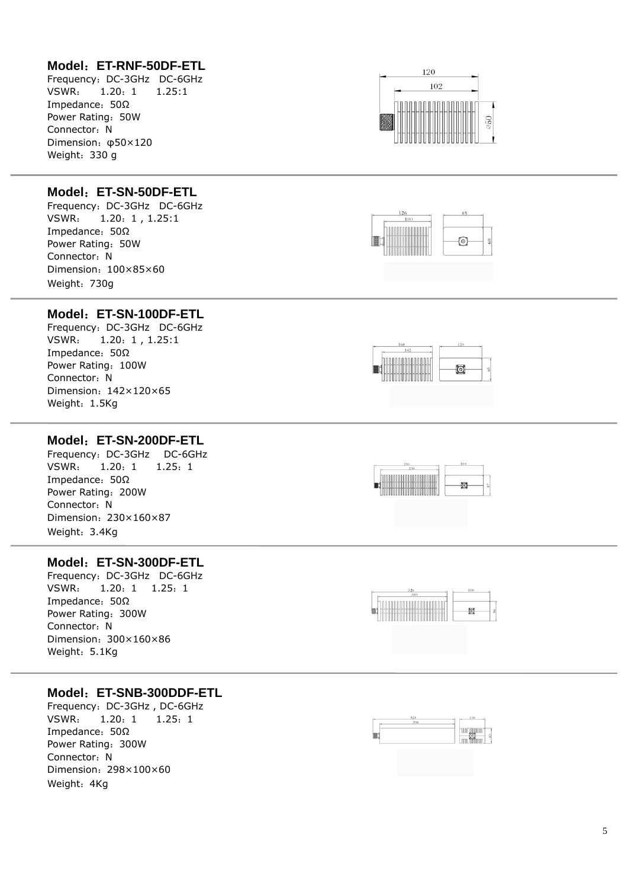**Model：ET-RNF-50DF-ETL**

Frequency：DC-3GHz DC-6GHz
VSWR： 1.20：1 1.25:1
Impedance：50Ω
Power Rating：50W
Connector：N
Dimension：φ50×120
Weight：330 g

---

**Model：ET-SN-50DF-ETL**

Frequency：DC-3GHz DC-6GHz
VSWR： 1.20：1 , 1.25:1
Impedance：50Ω
Power Rating：50W
Connector：N
Dimension：100×85×60
Weight：730g

---

**Model：ET-SN-100DF-ETL**

Frequency：DC-3GHz DC-6GHz
VSWR： 1.20：1 , 1.25:1
Impedance：50Ω
Power Rating：100W
Connector：N
Dimension：142×120×65
Weight：1.5Kg

---

**Model：ET-SN-200DF-ETL**

Frequency：DC-3GHz DC-6GHz
VSWR： 1.20：1 1.25：1
Impedance：50Ω
Power Rating：200W
Connector：N
Dimension：230×160×87
Weight：3.4Kg

---

**Model：ET-SN-300DF-ETL**

Frequency：DC-3GHz DC-6GHz
VSWR： 1.20：1 1.25：1
Impedance：50Ω
Power Rating：300W
Connector：N
Dimension：300×160×86
Weight：5.1Kg

---

**Model：ET-SNB-300DDF-ETL**

Frequency：DC-3GHz , DC-6GHz
VSWR： 1.20：1 1.25：1
Impedance：50Ω
Power Rating：300W
Connector：N
Dimension：298×100×60
Weight：4Kg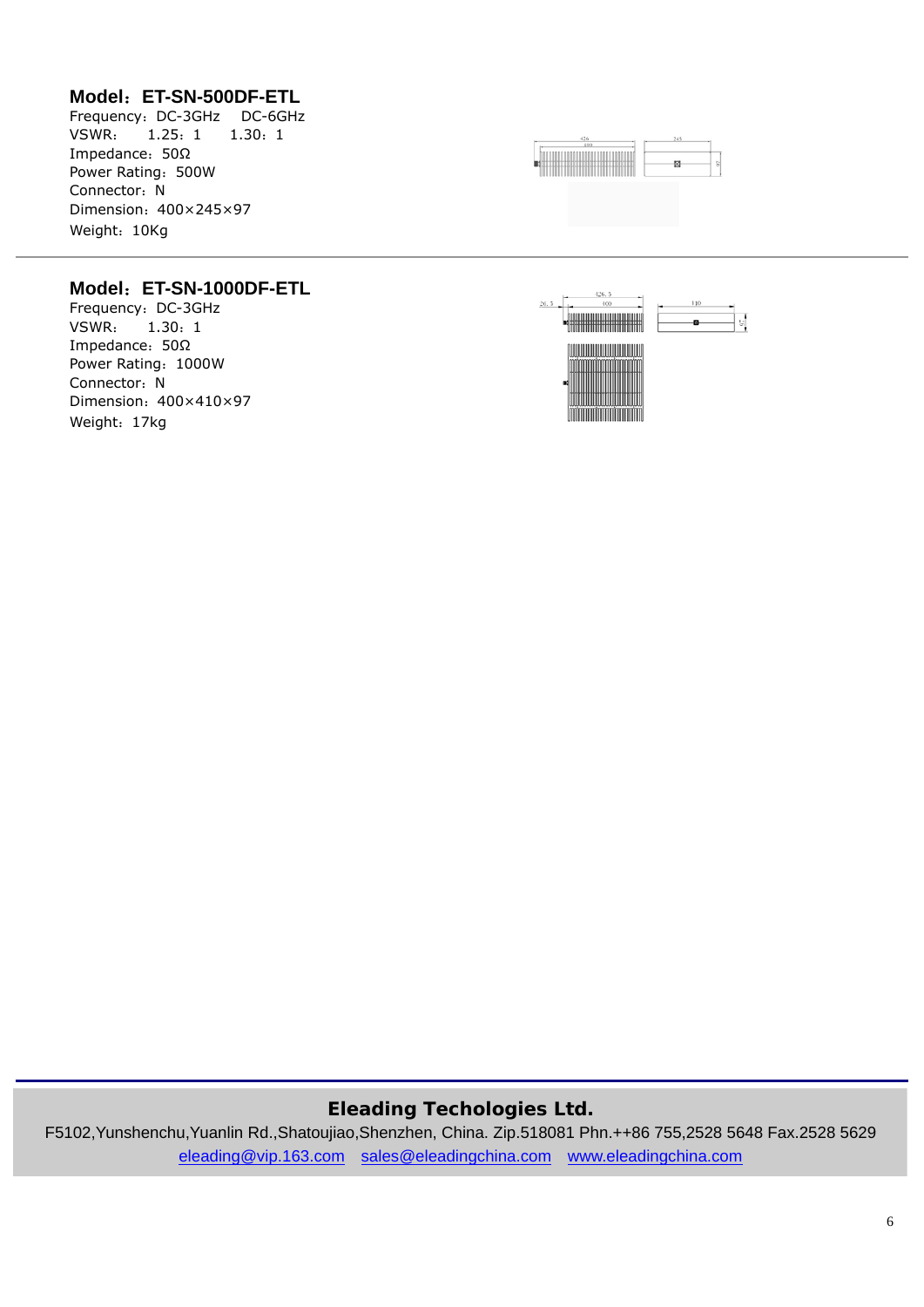## Model：ET-SN-500DF-ETL

Frequency：DC-3GHz　DC-6GHz
VSWR：　1.25：1　1.30：1
Impedance：50Ω
Power Rating：500W
Connector：N
Dimension：400×245×97
Weight：10Kg

---

## Model：ET-SN-1000DF-ETL

Frequency：DC-3GHz
VSWR：　1.30：1
Impedance：50Ω
Power Rating：1000W
Connector：N
Dimension：400×410×97
Weight：17kg

---

**Eleading Techologies Ltd.**

F5102,Yunshenchu,Yuanlin Rd.,Shatoujiao,Shenzhen, China. Zip.518081 Phn.++86 755,2528 5648 Fax.2528 5629

eleading@vip.163.com　sales@eleadingchina.com　www.eleadingchina.com